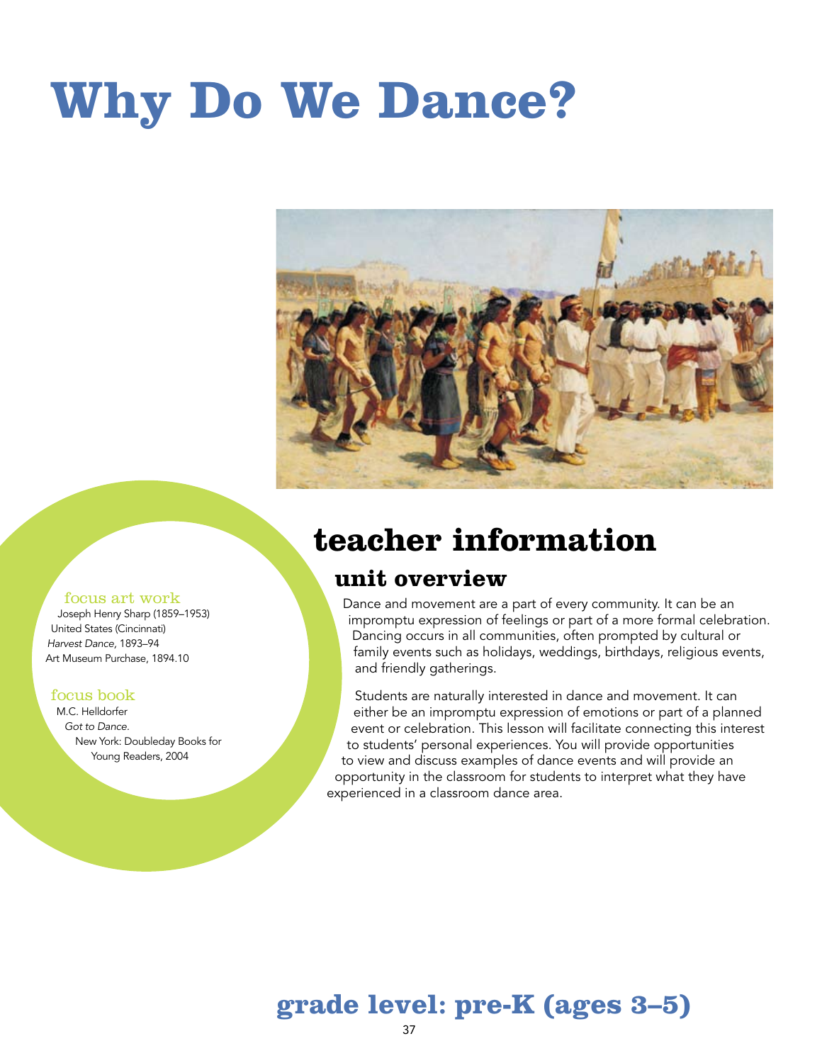# Why Do We Dance?

**focus art work**

Joseph Henry Sharp (1859–1953)
United States (Cincinnati)
*Harvest Dance*, 1893–94
Art Museum Purchase, 1894.10

**focus book**

M.C. Helldorfer
*Got to Dance.*
New York: Doubleday Books for Young Readers, 2004

## teacher information

### unit overview

Dance and movement are a part of every community. It can be an impromptu expression of feelings or part of a more formal celebration. Dancing occurs in all communities, often prompted by cultural or family events such as holidays, weddings, birthdays, religious events, and friendly gatherings.

Students are naturally interested in dance and movement. It can either be an impromptu expression of emotions or part of a planned event or celebration. This lesson will facilitate connecting this interest to students' personal experiences. You will provide opportunities to view and discuss examples of dance events and will provide an opportunity in the classroom for students to interpret what they have experienced in a classroom dance area.

## grade level: pre-K (ages 3–5)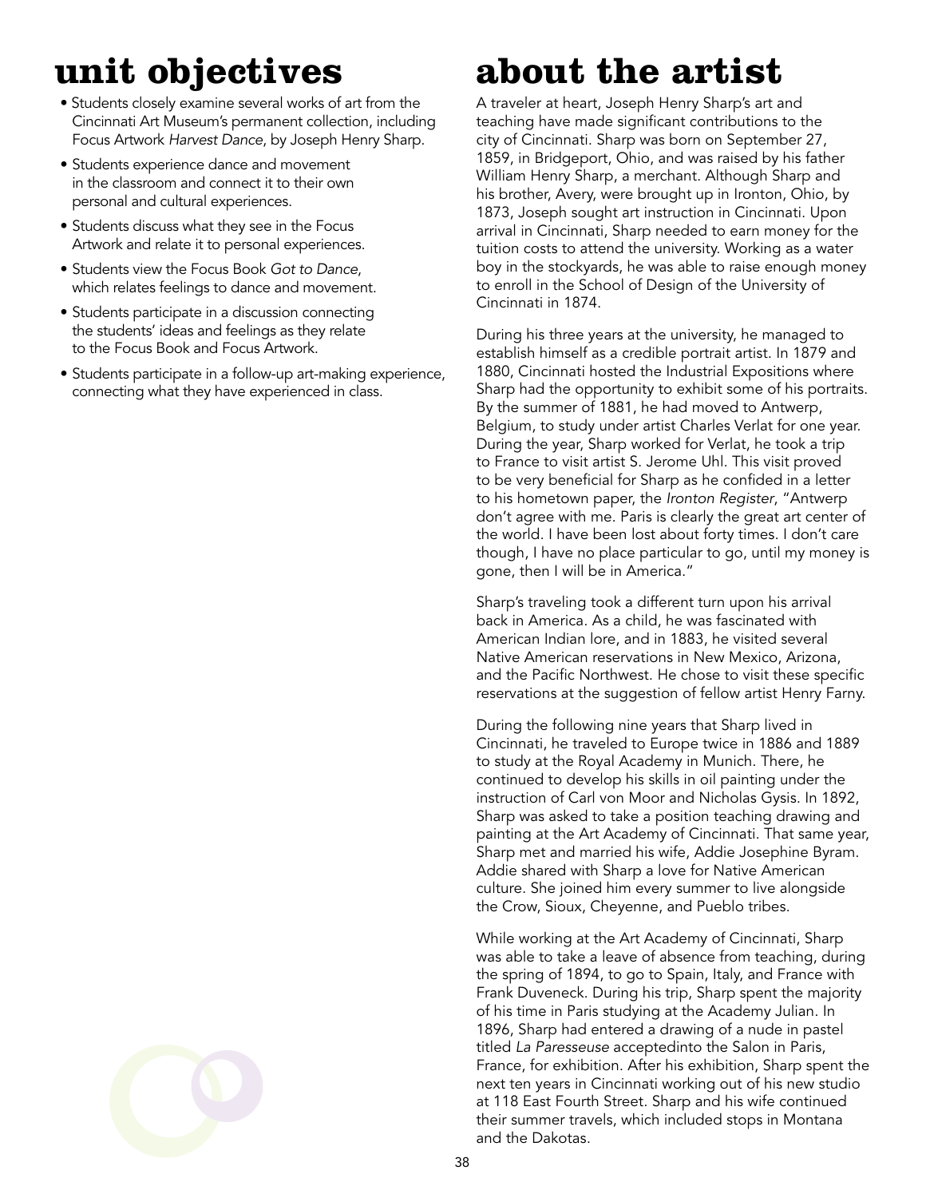# unit objectives

- Students closely examine several works of art from the Cincinnati Art Museum's permanent collection, including Focus Artwork *Harvest Dance*, by Joseph Henry Sharp.
- Students experience dance and movement in the classroom and connect it to their own personal and cultural experiences.
- Students discuss what they see in the Focus Artwork and relate it to personal experiences.
- Students view the Focus Book *Got to Dance*, which relates feelings to dance and movement.
- Students participate in a discussion connecting the students' ideas and feelings as they relate to the Focus Book and Focus Artwork.
- Students participate in a follow-up art-making experience, connecting what they have experienced in class.

# about the artist

A traveler at heart, Joseph Henry Sharp's art and teaching have made significant contributions to the city of Cincinnati. Sharp was born on September 27, 1859, in Bridgeport, Ohio, and was raised by his father William Henry Sharp, a merchant. Although Sharp and his brother, Avery, were brought up in Ironton, Ohio, by 1873, Joseph sought art instruction in Cincinnati. Upon arrival in Cincinnati, Sharp needed to earn money for the tuition costs to attend the university. Working as a water boy in the stockyards, he was able to raise enough money to enroll in the School of Design of the University of Cincinnati in 1874.

During his three years at the university, he managed to establish himself as a credible portrait artist. In 1879 and 1880, Cincinnati hosted the Industrial Expositions where Sharp had the opportunity to exhibit some of his portraits. By the summer of 1881, he had moved to Antwerp, Belgium, to study under artist Charles Verlat for one year. During the year, Sharp worked for Verlat, he took a trip to France to visit artist S. Jerome Uhl. This visit proved to be very beneficial for Sharp as he confided in a letter to his hometown paper, the *Ironton Register*, "Antwerp don't agree with me. Paris is clearly the great art center of the world. I have been lost about forty times. I don't care though, I have no place particular to go, until my money is gone, then I will be in America."

Sharp's traveling took a different turn upon his arrival back in America. As a child, he was fascinated with American Indian lore, and in 1883, he visited several Native American reservations in New Mexico, Arizona, and the Pacific Northwest. He chose to visit these specific reservations at the suggestion of fellow artist Henry Farny.

During the following nine years that Sharp lived in Cincinnati, he traveled to Europe twice in 1886 and 1889 to study at the Royal Academy in Munich. There, he continued to develop his skills in oil painting under the instruction of Carl von Moor and Nicholas Gysis. In 1892, Sharp was asked to take a position teaching drawing and painting at the Art Academy of Cincinnati. That same year, Sharp met and married his wife, Addie Josephine Byram. Addie shared with Sharp a love for Native American culture. She joined him every summer to live alongside the Crow, Sioux, Cheyenne, and Pueblo tribes.

While working at the Art Academy of Cincinnati, Sharp was able to take a leave of absence from teaching, during the spring of 1894, to go to Spain, Italy, and France with Frank Duveneck. During his trip, Sharp spent the majority of his time in Paris studying at the Academy Julian. In 1896, Sharp had entered a drawing of a nude in pastel titled *La Paresseuse* acceptedinto the Salon in Paris, France, for exhibition. After his exhibition, Sharp spent the next ten years in Cincinnati working out of his new studio at 118 East Fourth Street. Sharp and his wife continued their summer travels, which included stops in Montana and the Dakotas.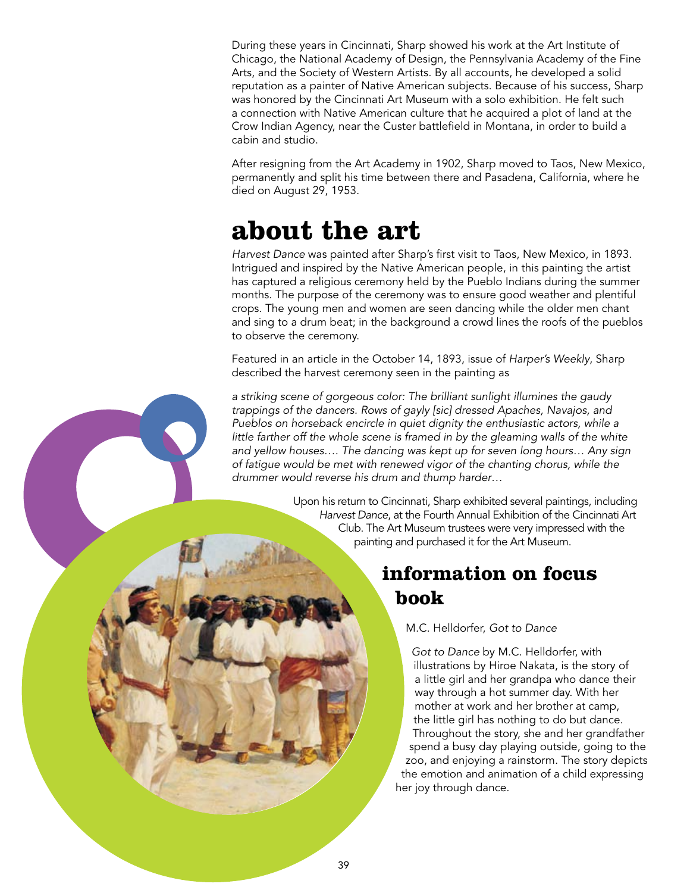During these years in Cincinnati, Sharp showed his work at the Art Institute of Chicago, the National Academy of Design, the Pennsylvania Academy of the Fine Arts, and the Society of Western Artists. By all accounts, he developed a solid reputation as a painter of Native American subjects. Because of his success, Sharp was honored by the Cincinnati Art Museum with a solo exhibition. He felt such a connection with Native American culture that he acquired a plot of land at the Crow Indian Agency, near the Custer battlefield in Montana, in order to build a cabin and studio.

After resigning from the Art Academy in 1902, Sharp moved to Taos, New Mexico, permanently and split his time between there and Pasadena, California, where he died on August 29, 1953.

# about the art

*Harvest Dance* was painted after Sharp's first visit to Taos, New Mexico, in 1893. Intrigued and inspired by the Native American people, in this painting the artist has captured a religious ceremony held by the Pueblo Indians during the summer months. The purpose of the ceremony was to ensure good weather and plentiful crops. The young men and women are seen dancing while the older men chant and sing to a drum beat; in the background a crowd lines the roofs of the pueblos to observe the ceremony.

Featured in an article in the October 14, 1893, issue of *Harper's Weekly*, Sharp described the harvest ceremony seen in the painting as

*a striking scene of gorgeous color: The brilliant sunlight illumines the gaudy trappings of the dancers. Rows of gayly [sic] dressed Apaches, Navajos, and Pueblos on horseback encircle in quiet dignity the enthusiastic actors, while a little farther off the whole scene is framed in by the gleaming walls of the white and yellow houses…. The dancing was kept up for seven long hours… Any sign of fatigue would be met with renewed vigor of the chanting chorus, while the drummer would reverse his drum and thump harder…*

Upon his return to Cincinnati, Sharp exhibited several paintings, including *Harvest Dance*, at the Fourth Annual Exhibition of the Cincinnati Art Club. The Art Museum trustees were very impressed with the painting and purchased it for the Art Museum.

## information on focus book

M.C. Helldorfer, *Got to Dance*

*Got to Dance* by M.C. Helldorfer, with illustrations by Hiroe Nakata, is the story of a little girl and her grandpa who dance their way through a hot summer day. With her mother at work and her brother at camp, the little girl has nothing to do but dance. Throughout the story, she and her grandfather spend a busy day playing outside, going to the zoo, and enjoying a rainstorm. The story depicts the emotion and animation of a child expressing her joy through dance.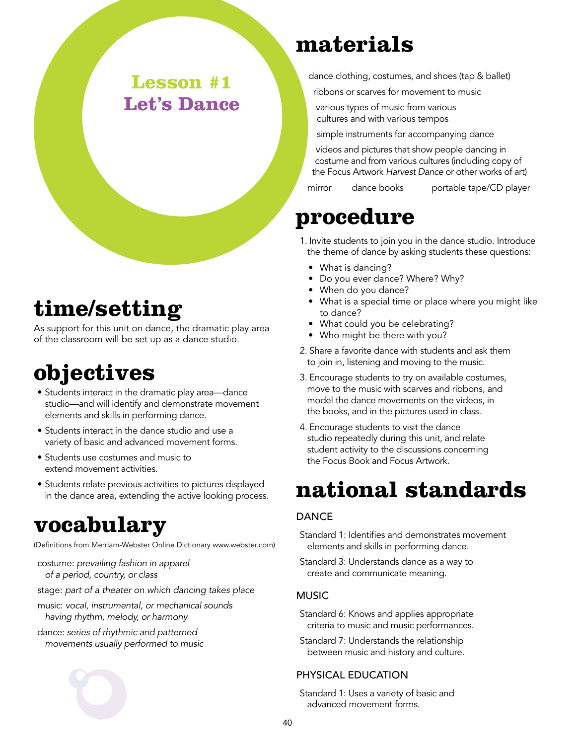# Lesson #1
# Let's Dance

## time/setting

As support for this unit on dance, the dramatic play area of the classroom will be set up as a dance studio.

## objectives

- Students interact in the dramatic play area—dance studio—and will identify and demonstrate movement elements and skills in performing dance.
- Students interact in the dance studio and use a variety of basic and advanced movement forms.
- Students use costumes and music to extend movement activities.
- Students relate previous activities to pictures displayed in the dance area, extending the active looking process.

## vocabulary

(Definitions from Merriam-Webster Online Dictionary www.webster.com)

costume: *prevailing fashion in apparel of a period, country, or class*

stage: *part of a theater on which dancing takes place*

music: *vocal, instrumental, or mechanical sounds having rhythm, melody, or harmony*

dance: *series of rhythmic and patterned movements usually performed to music*

## materials

dance clothing, costumes, and shoes (tap & ballet)

ribbons or scarves for movement to music

various types of music from various cultures and with various tempos

simple instruments for accompanying dance

videos and pictures that show people dancing in costume and from various cultures (including copy of the Focus Artwork *Harvest Dance* or other works of art)

mirror

dance books

portable tape/CD player

## procedure

1. Invite students to join you in the dance studio. Introduce the theme of dance by asking students these questions:
   - What is dancing?
   - Do you ever dance? Where? Why?
   - When do you dance?
   - What is a special time or place where you might like to dance?
   - What could you be celebrating?
   - Who might be there with you?
2. Share a favorite dance with students and ask them to join in, listening and moving to the music.
3. Encourage students to try on available costumes, move to the music with scarves and ribbons, and model the dance movements on the videos, in the books, and in the pictures used in class.
4. Encourage students to visit the dance studio repeatedly during this unit, and relate student activity to the discussions concerning the Focus Book and Focus Artwork.

## national standards

### DANCE

Standard 1: Identifies and demonstrates movement elements and skills in performing dance.

Standard 3: Understands dance as a way to create and communicate meaning.

### MUSIC

Standard 6: Knows and applies appropriate criteria to music and music performances.

Standard 7: Understands the relationship between music and history and culture.

### PHYSICAL EDUCATION

Standard 1: Uses a variety of basic and advanced movement forms.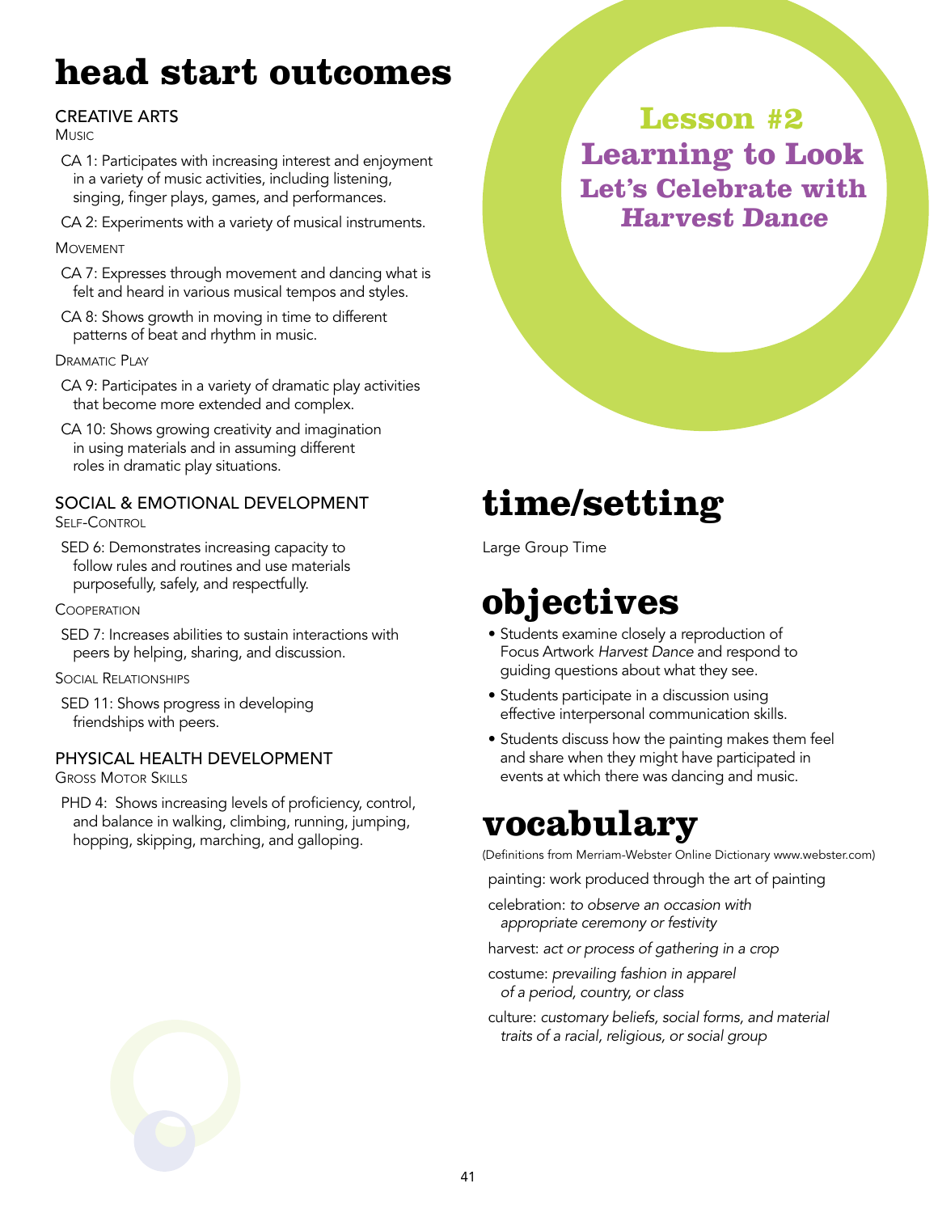# head start outcomes

### CREATIVE ARTS

Music

- CA 1: Participates with increasing interest and enjoyment in a variety of music activities, including listening, singing, finger plays, games, and performances.
- CA 2: Experiments with a variety of musical instruments.

Movement

- CA 7: Expresses through movement and dancing what is felt and heard in various musical tempos and styles.
- CA 8: Shows growth in moving in time to different patterns of beat and rhythm in music.

Dramatic Play

- CA 9: Participates in a variety of dramatic play activities that become more extended and complex.
- CA 10: Shows growing creativity and imagination in using materials and in assuming different roles in dramatic play situations.

### SOCIAL & EMOTIONAL DEVELOPMENT

Self-Control

- SED 6: Demonstrates increasing capacity to follow rules and routines and use materials purposefully, safely, and respectfully.

Cooperation

- SED 7: Increases abilities to sustain interactions with peers by helping, sharing, and discussion.

Social Relationships

- SED 11: Shows progress in developing friendships with peers.

### PHYSICAL HEALTH DEVELOPMENT

Gross Motor Skills

- PHD 4: Shows increasing levels of proficiency, control, and balance in walking, climbing, running, jumping, hopping, skipping, marching, and galloping.

## Lesson #2
## Learning to Look
## Let's Celebrate with *Harvest Dance*

# time/setting

Large Group Time

# objectives

- Students examine closely a reproduction of Focus Artwork *Harvest Dance* and respond to guiding questions about what they see.
- Students participate in a discussion using effective interpersonal communication skills.
- Students discuss how the painting makes them feel and share when they might have participated in events at which there was dancing and music.

# vocabulary

(Definitions from Merriam-Webster Online Dictionary www.webster.com)

painting: work produced through the art of painting

celebration: *to observe an occasion with appropriate ceremony or festivity*

harvest: *act or process of gathering in a crop*

costume: *prevailing fashion in apparel of a period, country, or class*

culture: *customary beliefs, social forms, and material traits of a racial, religious, or social group*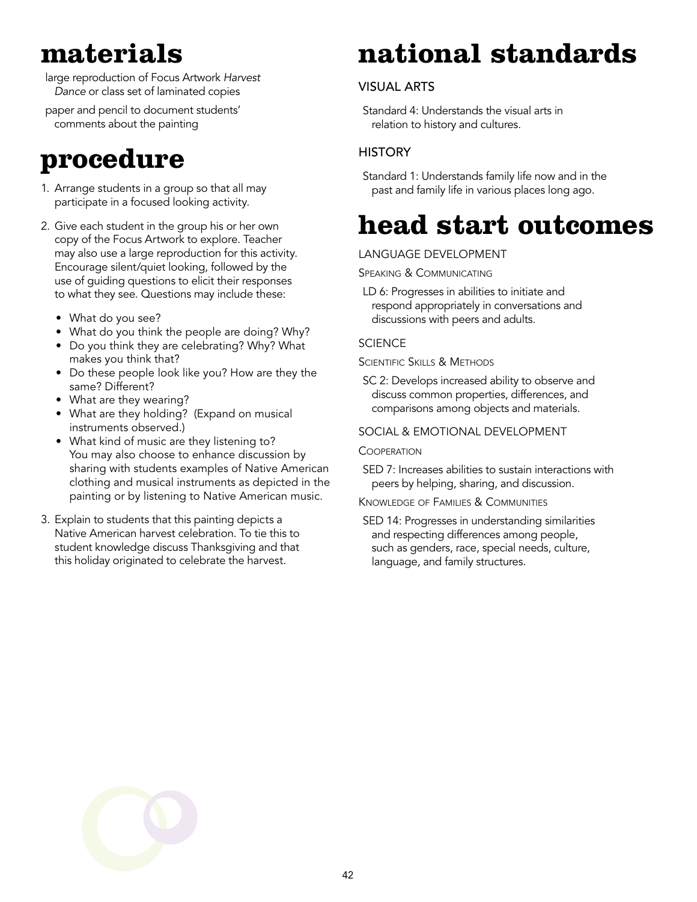# materials

large reproduction of Focus Artwork *Harvest Dance* or class set of laminated copies

paper and pencil to document students' comments about the painting

# procedure

1. Arrange students in a group so that all may participate in a focused looking activity.
2. Give each student in the group his or her own copy of the Focus Artwork to explore. Teacher may also use a large reproduction for this activity. Encourage silent/quiet looking, followed by the use of guiding questions to elicit their responses to what they see. Questions may include these:
   - What do you see?
   - What do you think the people are doing? Why?
   - Do you think they are celebrating? Why? What makes you think that?
   - Do these people look like you? How are they the same? Different?
   - What are they wearing?
   - What are they holding? (Expand on musical instruments observed.)
   - What kind of music are they listening to?

   You may also choose to enhance discussion by sharing with students examples of Native American clothing and musical instruments as depicted in the painting or by listening to Native American music.
3. Explain to students that this painting depicts a Native American harvest celebration. To tie this to student knowledge discuss Thanksgiving and that this holiday originated to celebrate the harvest.

# national standards

## VISUAL ARTS

Standard 4: Understands the visual arts in relation to history and cultures.

## HISTORY

Standard 1: Understands family life now and in the past and family life in various places long ago.

# head start outcomes

## LANGUAGE DEVELOPMENT

### Speaking & Communicating

LD 6: Progresses in abilities to initiate and respond appropriately in conversations and discussions with peers and adults.

## SCIENCE

### Scientific Skills & Methods

SC 2: Develops increased ability to observe and discuss common properties, differences, and comparisons among objects and materials.

## SOCIAL & EMOTIONAL DEVELOPMENT

### Cooperation

SED 7: Increases abilities to sustain interactions with peers by helping, sharing, and discussion.

### Knowledge of Families & Communities

SED 14: Progresses in understanding similarities and respecting differences among people, such as genders, race, special needs, culture, language, and family structures.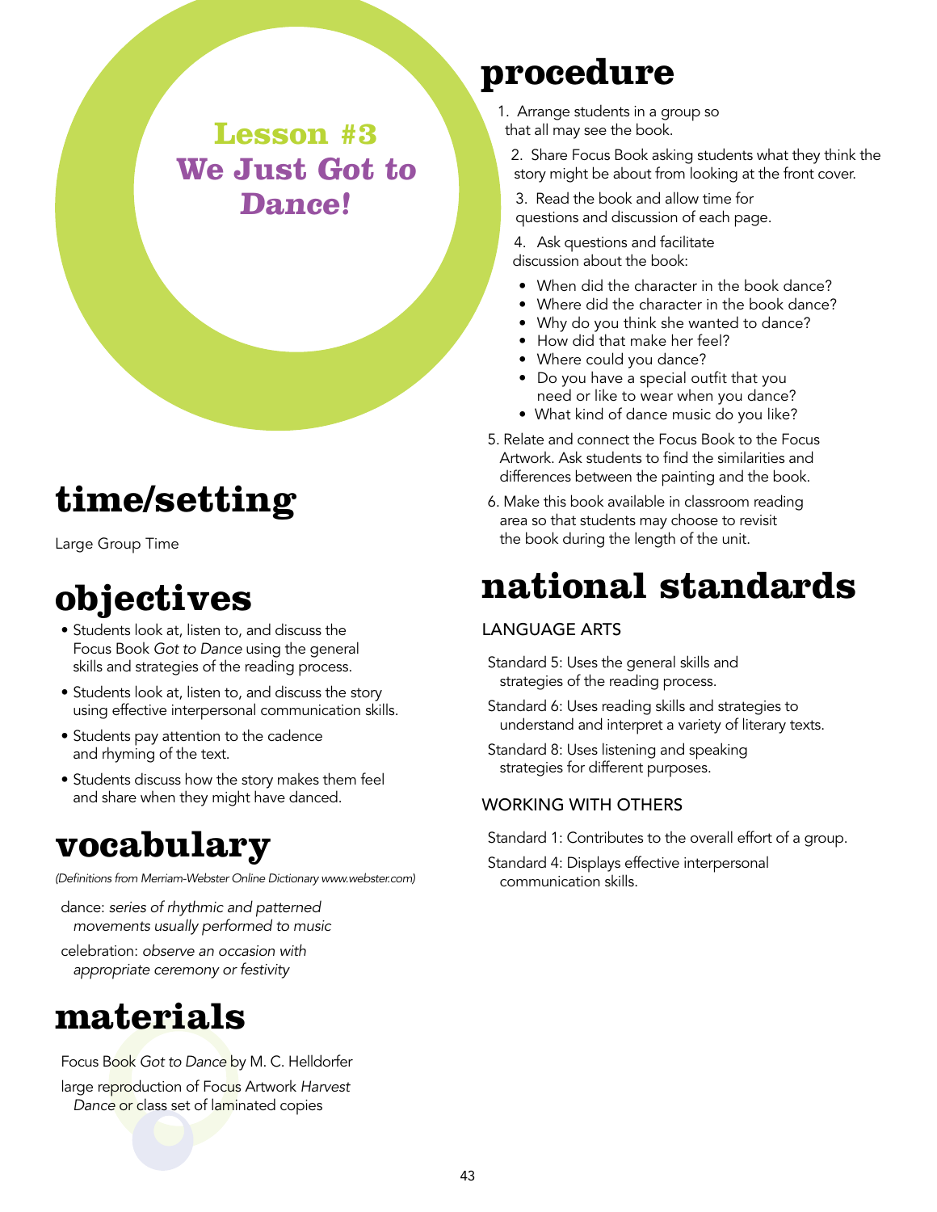# Lesson #3
# We Just Got to Dance!

## time/setting

Large Group Time

## objectives

- Students look at, listen to, and discuss the Focus Book *Got to Dance* using the general skills and strategies of the reading process.
- Students look at, listen to, and discuss the story using effective interpersonal communication skills.
- Students pay attention to the cadence and rhyming of the text.
- Students discuss how the story makes them feel and share when they might have danced.

## vocabulary

*(Definitions from Merriam-Webster Online Dictionary www.webster.com)*

dance: *series of rhythmic and patterned movements usually performed to music*

celebration: *observe an occasion with appropriate ceremony or festivity*

## materials

Focus Book *Got to Dance* by M. C. Helldorfer

large reproduction of Focus Artwork *Harvest Dance* or class set of laminated copies

## procedure

1. Arrange students in a group so that all may see the book.
2. Share Focus Book asking students what they think the story might be about from looking at the front cover.
3. Read the book and allow time for questions and discussion of each page.
4. Ask questions and facilitate discussion about the book:
   - When did the character in the book dance?
   - Where did the character in the book dance?
   - Why do you think she wanted to dance?
   - How did that make her feel?
   - Where could you dance?
   - Do you have a special outfit that you need or like to wear when you dance?
   - What kind of dance music do you like?
5. Relate and connect the Focus Book to the Focus Artwork. Ask students to find the similarities and differences between the painting and the book.
6. Make this book available in classroom reading area so that students may choose to revisit the book during the length of the unit.

## national standards

### LANGUAGE ARTS

Standard 5: Uses the general skills and strategies of the reading process.

Standard 6: Uses reading skills and strategies to understand and interpret a variety of literary texts.

Standard 8: Uses listening and speaking strategies for different purposes.

### WORKING WITH OTHERS

Standard 1: Contributes to the overall effort of a group.

Standard 4: Displays effective interpersonal communication skills.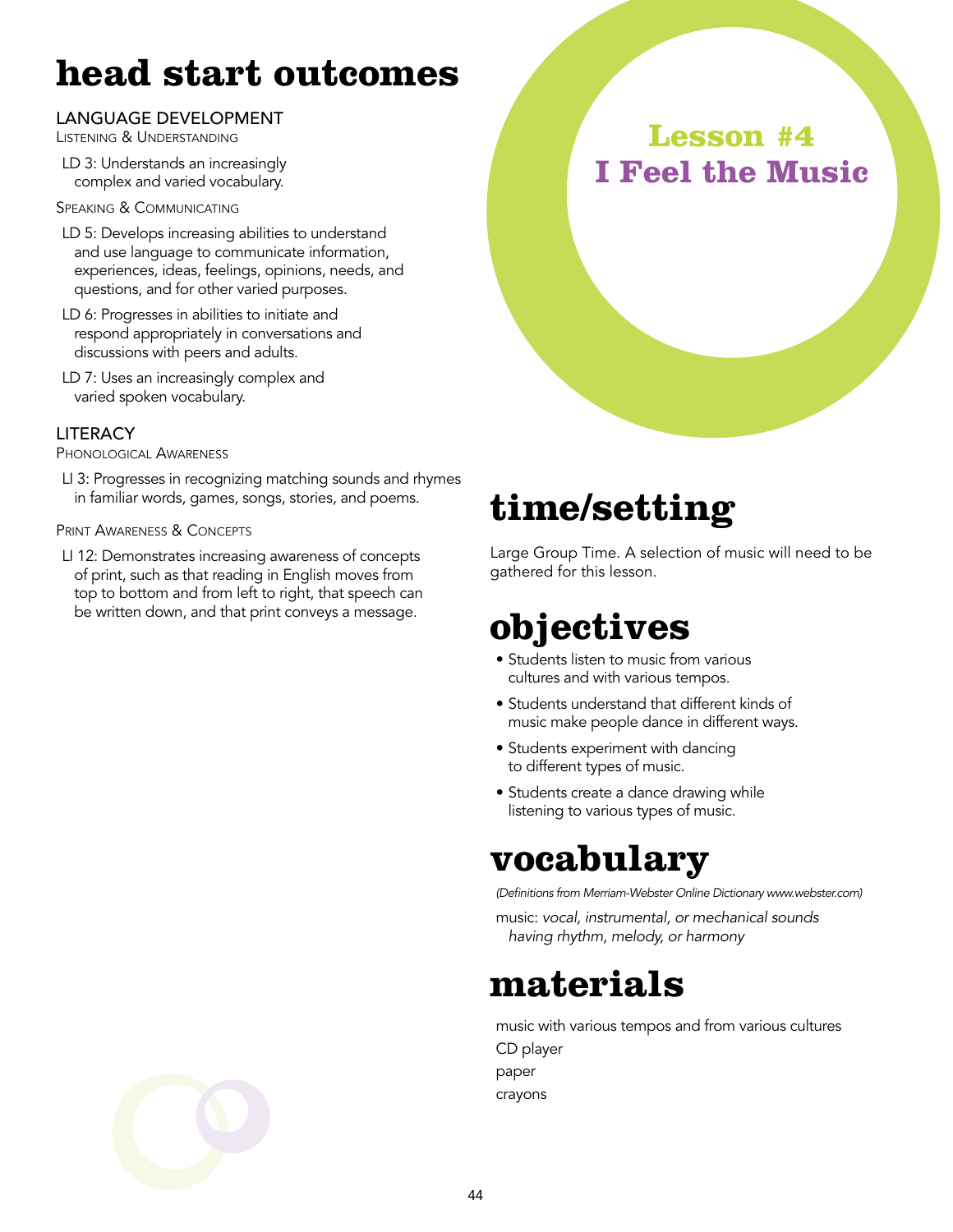# Lesson #4
# I Feel the Music

## head start outcomes

### LANGUAGE DEVELOPMENT

Listening & Understanding

LD 3: Understands an increasingly complex and varied vocabulary.

Speaking & Communicating

LD 5: Develops increasing abilities to understand and use language to communicate information, experiences, ideas, feelings, opinions, needs, and questions, and for other varied purposes.

LD 6: Progresses in abilities to initiate and respond appropriately in conversations and discussions with peers and adults.

LD 7: Uses an increasingly complex and varied spoken vocabulary.

### LITERACY

Phonological Awareness

LI 3: Progresses in recognizing matching sounds and rhymes in familiar words, games, songs, stories, and poems.

Print Awareness & Concepts

LI 12: Demonstrates increasing awareness of concepts of print, such as that reading in English moves from top to bottom and from left to right, that speech can be written down, and that print conveys a message.

## time/setting

Large Group Time. A selection of music will need to be gathered for this lesson.

## objectives

- Students listen to music from various cultures and with various tempos.
- Students understand that different kinds of music make people dance in different ways.
- Students experiment with dancing to different types of music.
- Students create a dance drawing while listening to various types of music.

## vocabulary

*(Definitions from Merriam-Webster Online Dictionary www.webster.com)*

music: *vocal, instrumental, or mechanical sounds having rhythm, melody, or harmony*

## materials

music with various tempos and from various cultures
CD player
paper
crayons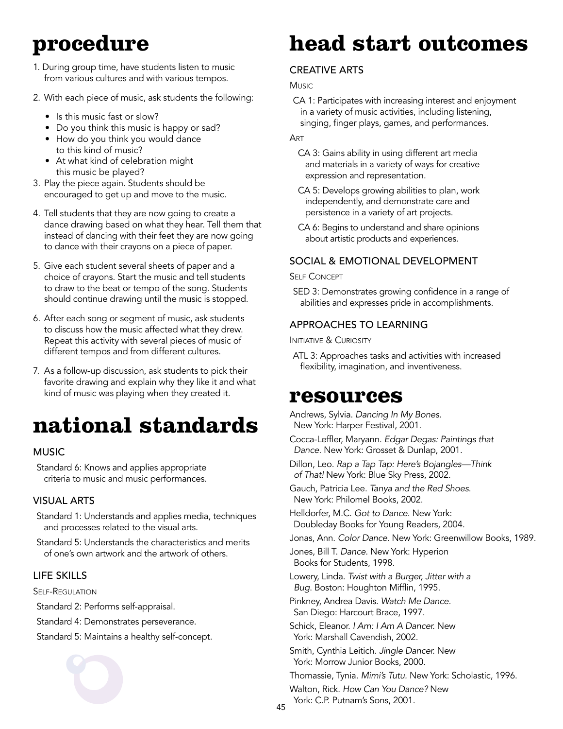# procedure

1. During group time, have students listen to music from various cultures and with various tempos.
2. With each piece of music, ask students the following:
   - Is this music fast or slow?
   - Do you think this music is happy or sad?
   - How do you think you would dance to this kind of music?
   - At what kind of celebration might this music be played?
3. Play the piece again. Students should be encouraged to get up and move to the music.
4. Tell students that they are now going to create a dance drawing based on what they hear. Tell them that instead of dancing with their feet they are now going to dance with their crayons on a piece of paper.
5. Give each student several sheets of paper and a choice of crayons. Start the music and tell students to draw to the beat or tempo of the song. Students should continue drawing until the music is stopped.
6. After each song or segment of music, ask students to discuss how the music affected what they drew. Repeat this activity with several pieces of music of different tempos and from different cultures.
7. As a follow-up discussion, ask students to pick their favorite drawing and explain why they like it and what kind of music was playing when they created it.

# national standards

## MUSIC

Standard 6: Knows and applies appropriate criteria to music and music performances.

## VISUAL ARTS

Standard 1: Understands and applies media, techniques and processes related to the visual arts.

Standard 5: Understands the characteristics and merits of one's own artwork and the artwork of others.

## LIFE SKILLS

### Self-Regulation

Standard 2: Performs self-appraisal.

Standard 4: Demonstrates perseverance.

Standard 5: Maintains a healthy self-concept.

# head start outcomes

## CREATIVE ARTS

### Music

CA 1: Participates with increasing interest and enjoyment in a variety of music activities, including listening, singing, finger plays, games, and performances.

### Art

CA 3: Gains ability in using different art media and materials in a variety of ways for creative expression and representation.

CA 5: Develops growing abilities to plan, work independently, and demonstrate care and persistence in a variety of art projects.

CA 6: Begins to understand and share opinions about artistic products and experiences.

## SOCIAL & EMOTIONAL DEVELOPMENT

### Self Concept

SED 3: Demonstrates growing confidence in a range of abilities and expresses pride in accomplishments.

## APPROACHES TO LEARNING

### Initiative & Curiosity

ATL 3: Approaches tasks and activities with increased flexibility, imagination, and inventiveness.

# resources

Andrews, Sylvia. *Dancing In My Bones.* New York: Harper Festival, 2001.

Cocca-Leffler, Maryann. *Edgar Degas: Paintings that Dance.* New York: Grosset & Dunlap, 2001.

Dillon, Leo. *Rap a Tap Tap: Here's Bojangles—Think of That!* New York: Blue Sky Press, 2002.

Gauch, Patricia Lee. *Tanya and the Red Shoes.* New York: Philomel Books, 2002.

Helldorfer, M.C. *Got to Dance.* New York: Doubleday Books for Young Readers, 2004.

Jonas, Ann. *Color Dance.* New York: Greenwillow Books, 1989.

Jones, Bill T. *Dance.* New York: Hyperion Books for Students, 1998.

Lowery, Linda. *Twist with a Burger, Jitter with a Bug.* Boston: Houghton Mifflin, 1995.

Pinkney, Andrea Davis. *Watch Me Dance.* San Diego: Harcourt Brace, 1997.

Schick, Eleanor. *I Am: I Am A Dancer.* New York: Marshall Cavendish, 2002.

Smith, Cynthia Leitich. *Jingle Dancer.* New York: Morrow Junior Books, 2000.

Thomassie, Tynia. *Mimi's Tutu.* New York: Scholastic, 1996.

Walton, Rick. *How Can You Dance?* New York: C.P. Putnam's Sons, 2001.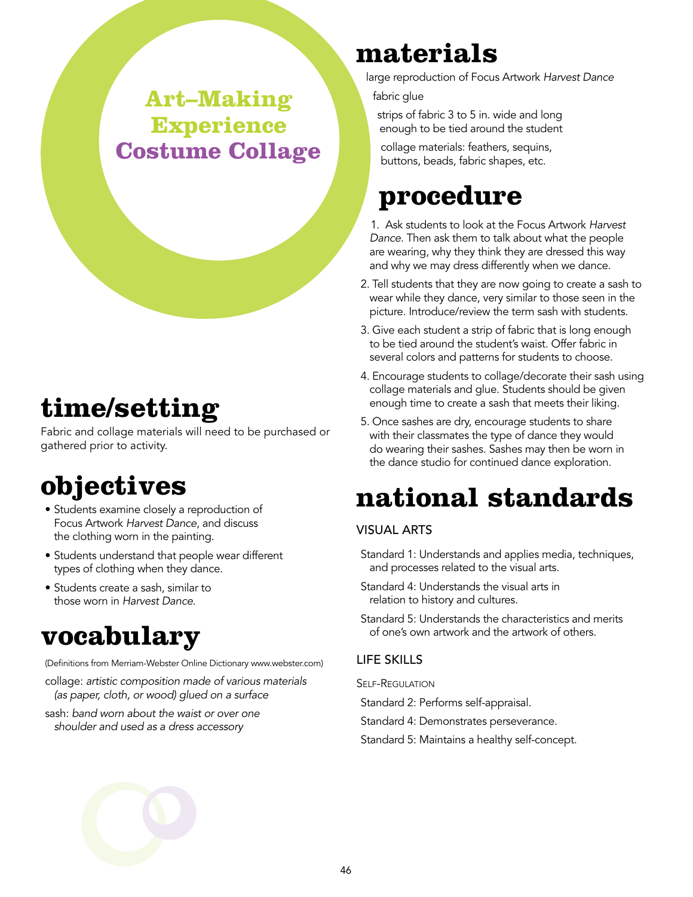# Art–Making Experience
# Costume Collage

## time/setting

Fabric and collage materials will need to be purchased or gathered prior to activity.

## objectives

- Students examine closely a reproduction of Focus Artwork *Harvest Dance*, and discuss the clothing worn in the painting.
- Students understand that people wear different types of clothing when they dance.
- Students create a sash, similar to those worn in *Harvest Dance.*

## vocabulary

(Definitions from Merriam-Webster Online Dictionary www.webster.com)

collage: *artistic composition made of various materials (as paper, cloth, or wood) glued on a surface*

sash: *band worn about the waist or over one shoulder and used as a dress accessory*

## materials

large reproduction of Focus Artwork *Harvest Dance*

fabric glue

strips of fabric 3 to 5 in. wide and long enough to be tied around the student

collage materials: feathers, sequins, buttons, beads, fabric shapes, etc.

## procedure

1. Ask students to look at the Focus Artwork *Harvest Dance*. Then ask them to talk about what the people are wearing, why they think they are dressed this way and why we may dress differently when we dance.
2. Tell students that they are now going to create a sash to wear while they dance, very similar to those seen in the picture. Introduce/review the term sash with students.
3. Give each student a strip of fabric that is long enough to be tied around the student's waist. Offer fabric in several colors and patterns for students to choose.
4. Encourage students to collage/decorate their sash using collage materials and glue. Students should be given enough time to create a sash that meets their liking.
5. Once sashes are dry, encourage students to share with their classmates the type of dance they would do wearing their sashes. Sashes may then be worn in the dance studio for continued dance exploration.

## national standards

### VISUAL ARTS

Standard 1: Understands and applies media, techniques, and processes related to the visual arts.

Standard 4: Understands the visual arts in relation to history and cultures.

Standard 5: Understands the characteristics and merits of one's own artwork and the artwork of others.

### LIFE SKILLS

Self-Regulation

Standard 2: Performs self-appraisal.

Standard 4: Demonstrates perseverance.

Standard 5: Maintains a healthy self-concept.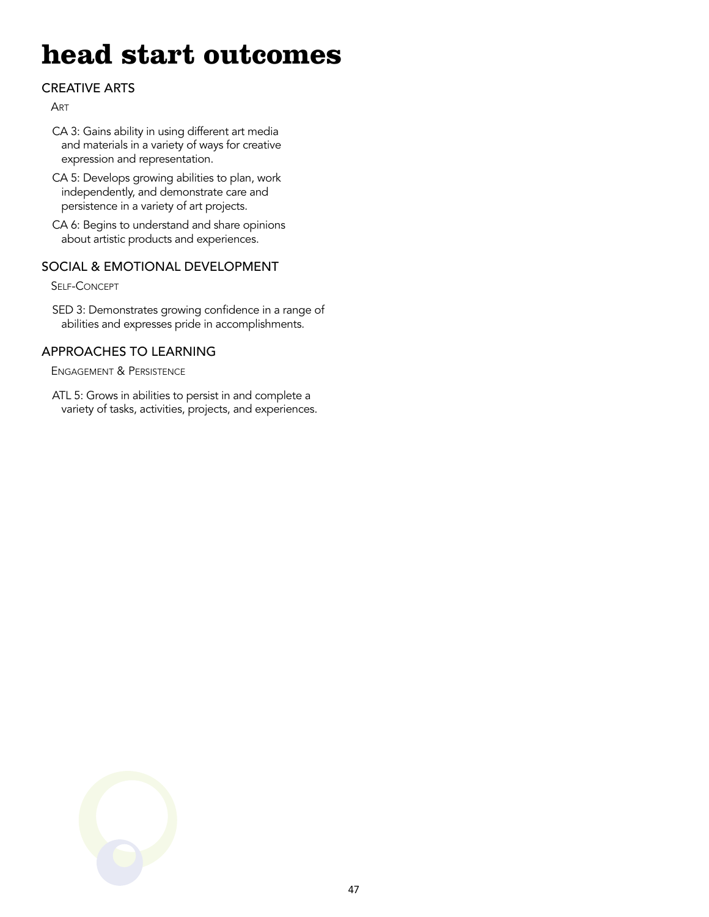# head start outcomes

## CREATIVE ARTS

### Art

- CA 3: Gains ability in using different art media and materials in a variety of ways for creative expression and representation.
- CA 5: Develops growing abilities to plan, work independently, and demonstrate care and persistence in a variety of art projects.
- CA 6: Begins to understand and share opinions about artistic products and experiences.

## SOCIAL & EMOTIONAL DEVELOPMENT

### Self-Concept

- SED 3: Demonstrates growing confidence in a range of abilities and expresses pride in accomplishments.

## APPROACHES TO LEARNING

### Engagement & Persistence

- ATL 5: Grows in abilities to persist in and complete a variety of tasks, activities, projects, and experiences.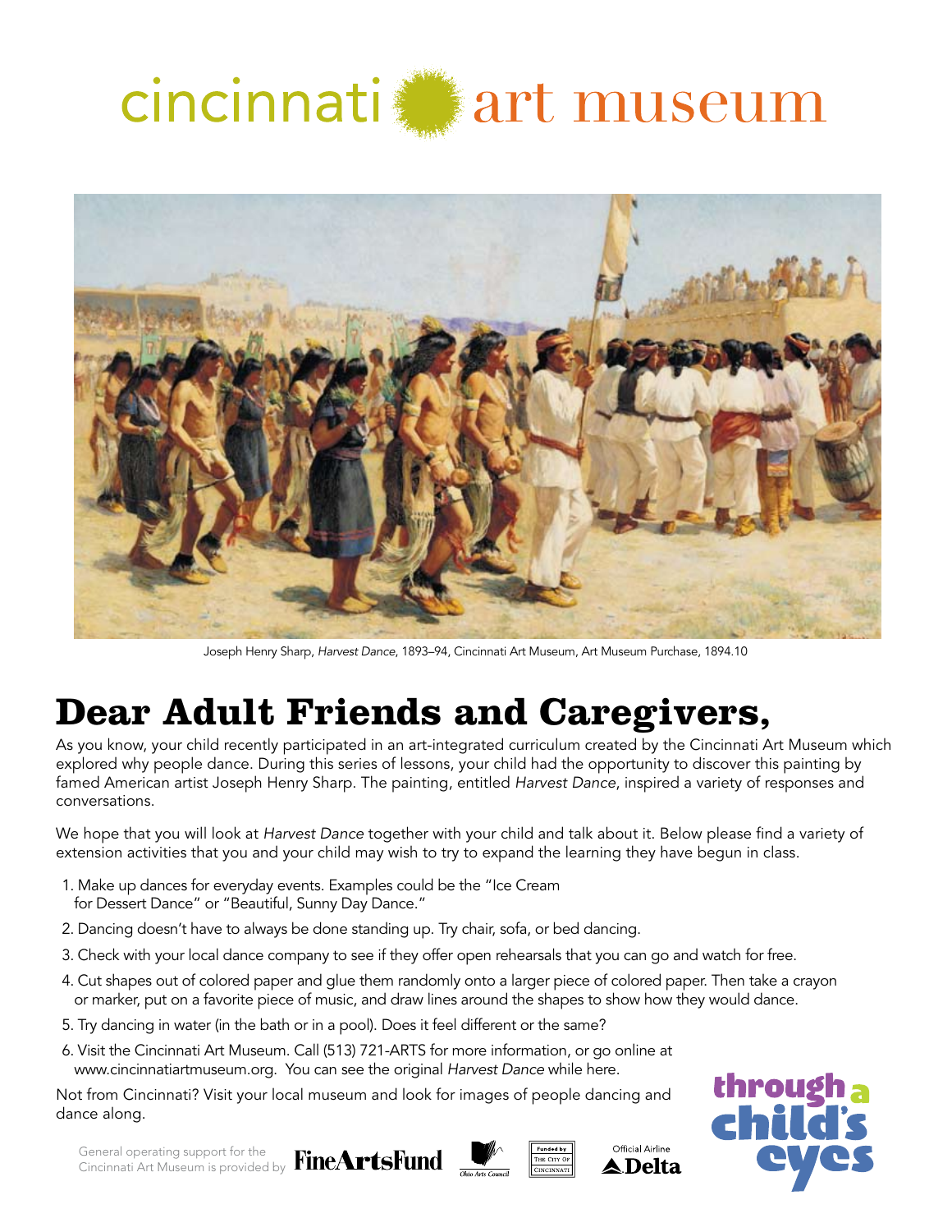cincinnati art museum

Joseph Henry Sharp, *Harvest Dance*, 1893–94, Cincinnati Art Museum, Art Museum Purchase, 1894.10

# Dear Adult Friends and Caregivers,

As you know, your child recently participated in an art-integrated curriculum created by the Cincinnati Art Museum which explored why people dance. During this series of lessons, your child had the opportunity to discover this painting by famed American artist Joseph Henry Sharp. The painting, entitled *Harvest Dance*, inspired a variety of responses and conversations.

We hope that you will look at *Harvest Dance* together with your child and talk about it. Below please find a variety of extension activities that you and your child may wish to try to expand the learning they have begun in class.

1. Make up dances for everyday events. Examples could be the "Ice Cream for Dessert Dance" or "Beautiful, Sunny Day Dance."
2. Dancing doesn't have to always be done standing up. Try chair, sofa, or bed dancing.
3. Check with your local dance company to see if they offer open rehearsals that you can go and watch for free.
4. Cut shapes out of colored paper and glue them randomly onto a larger piece of colored paper. Then take a crayon or marker, put on a favorite piece of music, and draw lines around the shapes to show how they would dance.
5. Try dancing in water (in the bath or in a pool). Does it feel different or the same?
6. Visit the Cincinnati Art Museum. Call (513) 721-ARTS for more information, or go online at www.cincinnatiartmuseum.org. You can see the original *Harvest Dance* while here.

Not from Cincinnati? Visit your local museum and look for images of people dancing and dance along.

General operating support for the Cincinnati Art Museum is provided by FineArtsFund

Ohio Arts Council

Funded by The City of Cincinnati

Official Airline Delta

through a child's eyes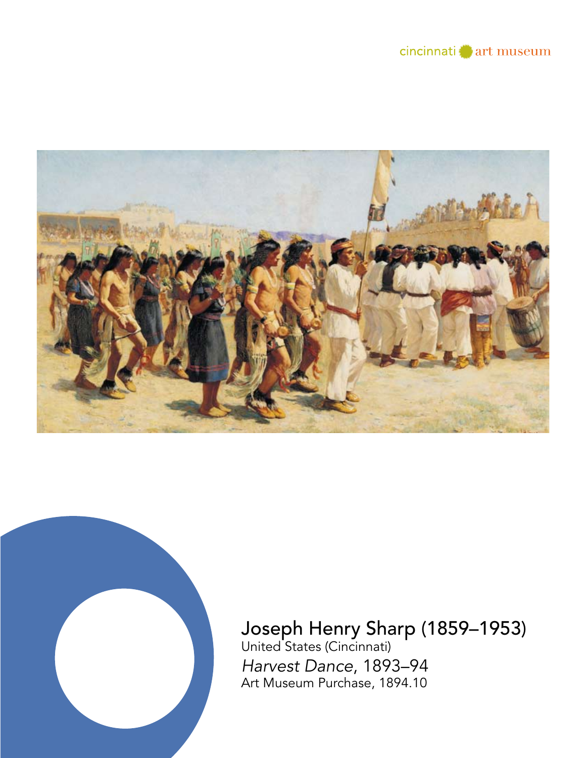cincinnati art museum

Joseph Henry Sharp (1859–1953)
United States (Cincinnati)
*Harvest Dance*, 1893–94
Art Museum Purchase, 1894.10